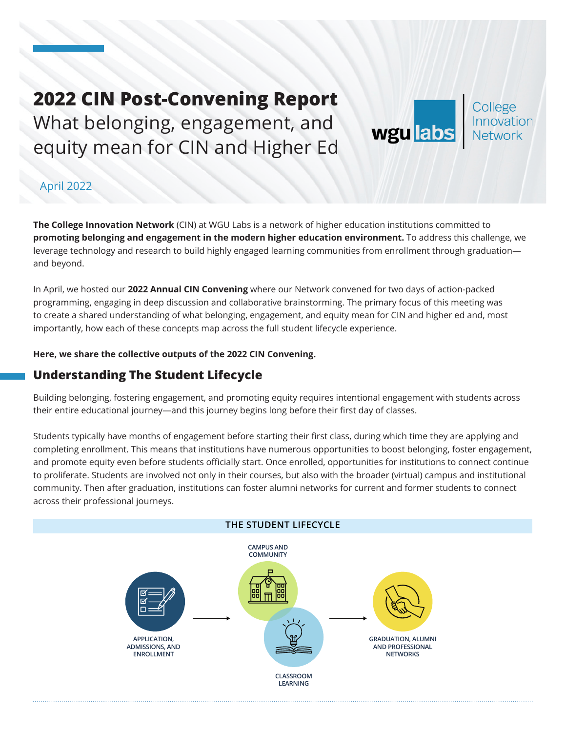# 2022 CIN Post-Convening Report

What belonging, engagement, and equity mean for CIN and Higher Ed

wgu labs | College Innovation Network

April 2022

**The College Innovation Network** (CIN) at WGU Labs is a network of higher education institutions committed to **promoting belonging and engagement in the modern higher education environment.** To address this challenge, we leverage technology and research to build highly engaged learning communities from enrollment through graduation—and beyond.

In April, we hosted our **2022 Annual CIN Convening** where our Network convened for two days of action-packed programming, engaging in deep discussion and collaborative brainstorming. The primary focus of this meeting was to create a shared understanding of what belonging, engagement, and equity mean for CIN and higher ed and, most importantly, how each of these concepts map across the full student lifecycle experience.

**Here, we share the collective outputs of the 2022 CIN Convening.**

## Understanding The Student Lifecycle

Building belonging, fostering engagement, and promoting equity requires intentional engagement with students across their entire educational journey—and this journey begins long before their first day of classes.

Students typically have months of engagement before starting their first class, during which time they are applying and completing enrollment. This means that institutions have numerous opportunities to boost belonging, foster engagement, and promote equity even before students officially start. Once enrolled, opportunities for institutions to connect continue to proliferate. Students are involved not only in their courses, but also with the broader (virtual) campus and institutional community. Then after graduation, institutions can foster alumni networks for current and former students to connect across their professional journeys.

THE STUDENT LIFECYCLE

APPLICATION, ADMISSIONS, AND ENROLLMENT

CAMPUS AND COMMUNITY

CLASSROOM LEARNING

GRADUATION, ALUMNI AND PROFESSIONAL NETWORKS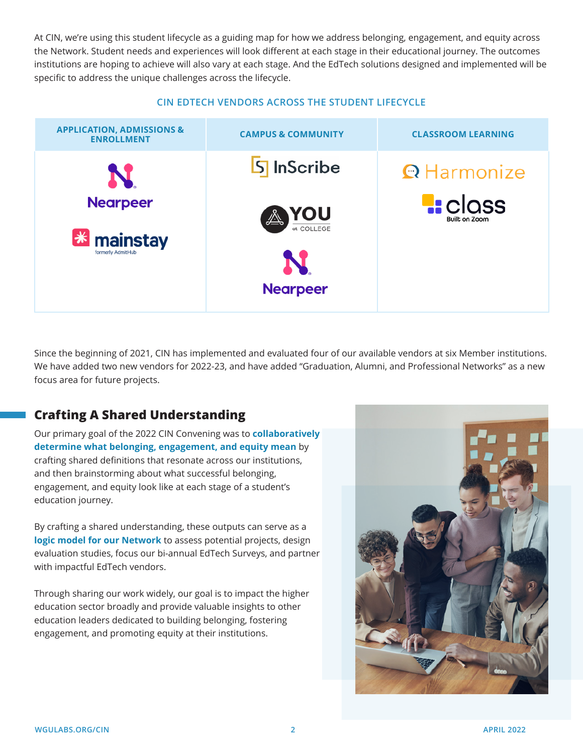At CIN, we're using this student lifecycle as a guiding map for how we address belonging, engagement, and equity across the Network. Student needs and experiences will look different at each stage in their educational journey. The outcomes institutions are hoping to achieve will also vary at each stage. And the EdTech solutions designed and implemented will be specific to address the unique challenges across the lifecycle.

**CIN EDTECH VENDORS ACROSS THE STUDENT LIFECYCLE**

| APPLICATION, ADMISSIONS & ENROLLMENT | CAMPUS & COMMUNITY | CLASSROOM LEARNING |
|---|---|---|
| Nearpeer | InScribe | Harmonize |
| mainstay (formerly AdmitHub) | YOU at COLLEGE | class (Built on Zoom) |
| | Nearpeer | |

Since the beginning of 2021, CIN has implemented and evaluated four of our available vendors at six Member institutions. We have added two new vendors for 2022-23, and have added "Graduation, Alumni, and Professional Networks" as a new focus area for future projects.

## Crafting A Shared Understanding

Our primary goal of the 2022 CIN Convening was to **collaboratively determine what belonging, engagement, and equity mean** by crafting shared definitions that resonate across our institutions, and then brainstorming about what successful belonging, engagement, and equity look like at each stage of a student's education journey.

By crafting a shared understanding, these outputs can serve as a **logic model for our Network** to assess potential projects, design evaluation studies, focus our bi-annual EdTech Surveys, and partner with impactful EdTech vendors.

Through sharing our work widely, our goal is to impact the higher education sector broadly and provide valuable insights to other education leaders dedicated to building belonging, fostering engagement, and promoting equity at their institutions.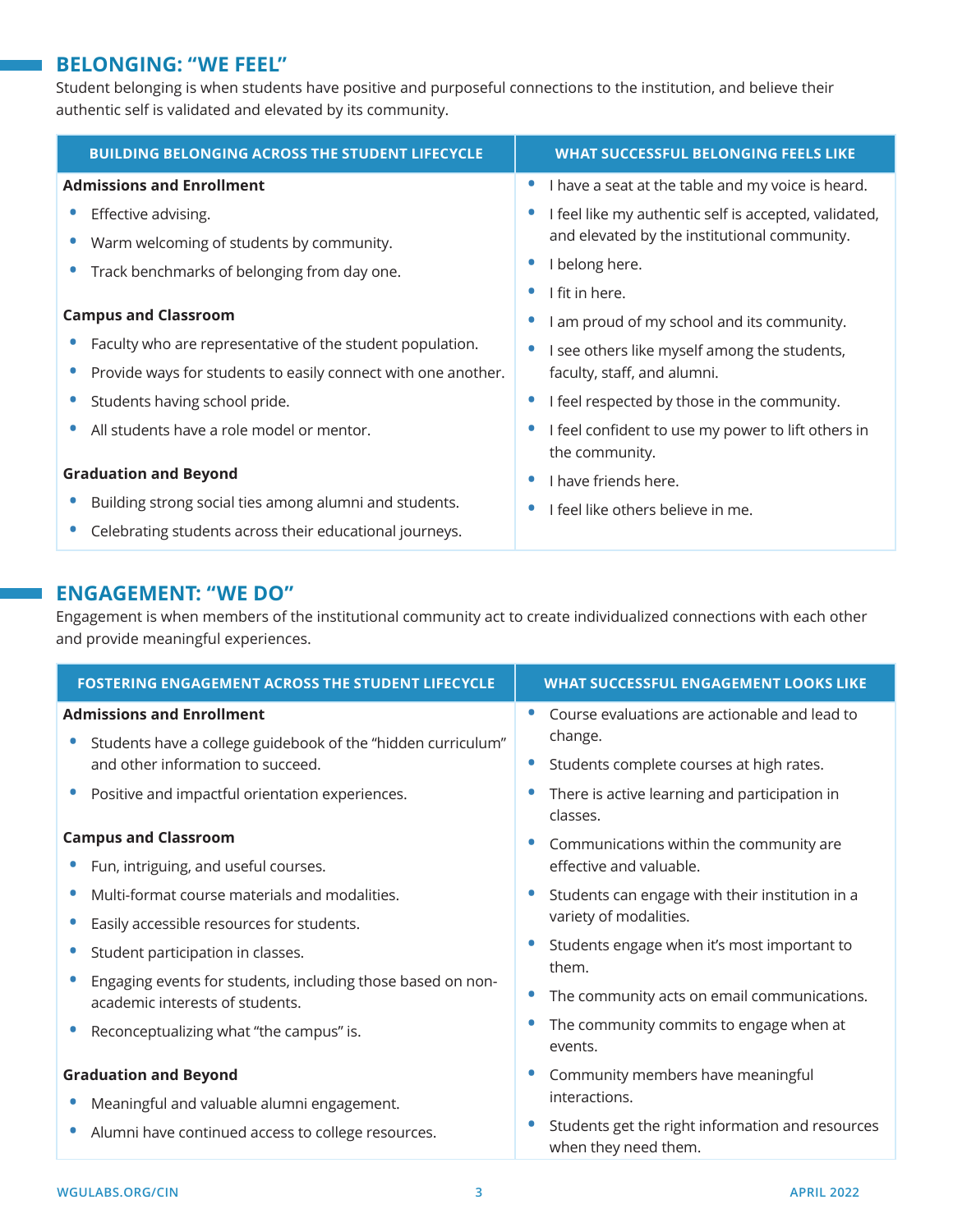## BELONGING: "WE FEEL"

Student belonging is when students have positive and purposeful connections to the institution, and believe their authentic self is validated and elevated by its community.

| BUILDING BELONGING ACROSS THE STUDENT LIFECYCLE | WHAT SUCCESSFUL BELONGING FEELS LIKE |
|---|---|
| **Admissions and Enrollment**<br>• Effective advising.<br>• Warm welcoming of students by community.<br>• Track benchmarks of belonging from day one.<br><br>**Campus and Classroom**<br>• Faculty who are representative of the student population.<br>• Provide ways for students to easily connect with one another.<br>• Students having school pride.<br>• All students have a role model or mentor.<br><br>**Graduation and Beyond**<br>• Building strong social ties among alumni and students.<br>• Celebrating students across their educational journeys. | • I have a seat at the table and my voice is heard.<br>• I feel like my authentic self is accepted, validated, and elevated by the institutional community.<br>• I belong here.<br>• I fit in here.<br>• I am proud of my school and its community.<br>• I see others like myself among the students, faculty, staff, and alumni.<br>• I feel respected by those in the community.<br>• I feel confident to use my power to lift others in the community.<br>• I have friends here.<br>• I feel like others believe in me. |

## ENGAGEMENT: "WE DO"

Engagement is when members of the institutional community act to create individualized connections with each other and provide meaningful experiences.

| FOSTERING ENGAGEMENT ACROSS THE STUDENT LIFECYCLE | WHAT SUCCESSFUL ENGAGEMENT LOOKS LIKE |
|---|---|
| **Admissions and Enrollment**<br>• Students have a college guidebook of the "hidden curriculum" and other information to succeed.<br>• Positive and impactful orientation experiences.<br><br>**Campus and Classroom**<br>• Fun, intriguing, and useful courses.<br>• Multi-format course materials and modalities.<br>• Easily accessible resources for students.<br>• Student participation in classes.<br>• Engaging events for students, including those based on non-academic interests of students.<br>• Reconceptualizing what "the campus" is.<br><br>**Graduation and Beyond**<br>• Meaningful and valuable alumni engagement.<br>• Alumni have continued access to college resources. | • Course evaluations are actionable and lead to change.<br>• Students complete courses at high rates.<br>• There is active learning and participation in classes.<br>• Communications within the community are effective and valuable.<br>• Students can engage with their institution in a variety of modalities.<br>• Students engage when it's most important to them.<br>• The community acts on email communications.<br>• The community commits to engage when at events.<br>• Community members have meaningful interactions.<br>• Students get the right information and resources when they need them. |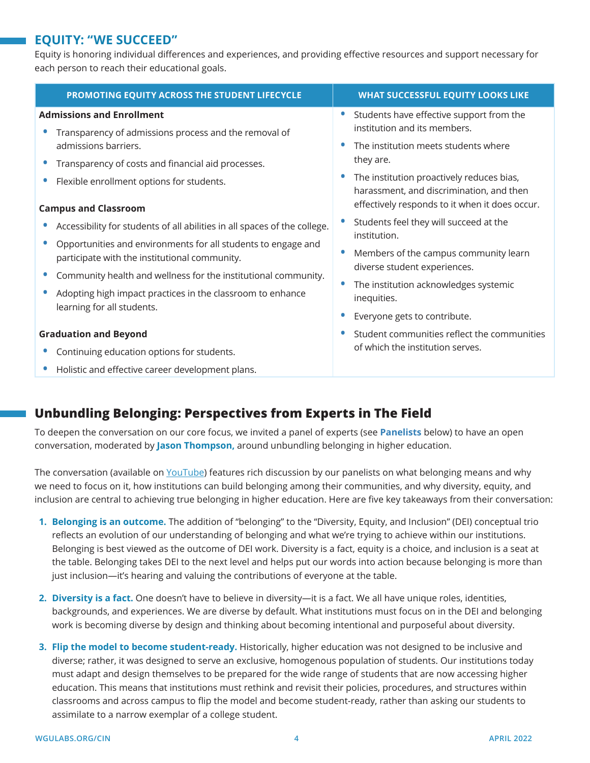## EQUITY: "WE SUCCEED"

Equity is honoring individual differences and experiences, and providing effective resources and support necessary for each person to reach their educational goals.

| PROMOTING EQUITY ACROSS THE STUDENT LIFECYCLE | WHAT SUCCESSFUL EQUITY LOOKS LIKE |
|---|---|
| **Admissions and Enrollment**<br>• Transparency of admissions process and the removal of admissions barriers.<br>• Transparency of costs and financial aid processes.<br>• Flexible enrollment options for students.<br><br>**Campus and Classroom**<br>• Accessibility for students of all abilities in all spaces of the college.<br>• Opportunities and environments for all students to engage and participate with the institutional community.<br>• Community health and wellness for the institutional community.<br>• Adopting high impact practices in the classroom to enhance learning for all students.<br><br>**Graduation and Beyond**<br>• Continuing education options for students.<br>• Holistic and effective career development plans. | • Students have effective support from the institution and its members.<br>• The institution meets students where they are.<br>• The institution proactively reduces bias, harassment, and discrimination, and then effectively responds to it when it does occur.<br>• Students feel they will succeed at the institution.<br>• Members of the campus community learn diverse student experiences.<br>• The institution acknowledges systemic inequities.<br>• Everyone gets to contribute.<br>• Student communities reflect the communities of which the institution serves. |

## Unbundling Belonging: Perspectives from Experts in The Field

To deepen the conversation on our core focus, we invited a panel of experts (see **Panelists** below) to have an open conversation, moderated by **Jason Thompson,** around unbundling belonging in higher education.

The conversation (available on YouTube) features rich discussion by our panelists on what belonging means and why we need to focus on it, how institutions can build belonging among their communities, and why diversity, equity, and inclusion are central to achieving true belonging in higher education. Here are five key takeaways from their conversation:

1. **Belonging is an outcome.** The addition of "belonging" to the "Diversity, Equity, and Inclusion" (DEI) conceptual trio reflects an evolution of our understanding of belonging and what we're trying to achieve within our institutions. Belonging is best viewed as the outcome of DEI work. Diversity is a fact, equity is a choice, and inclusion is a seat at the table. Belonging takes DEI to the next level and helps put our words into action because belonging is more than just inclusion—it's hearing and valuing the contributions of everyone at the table.

2. **Diversity is a fact.** One doesn't have to believe in diversity—it is a fact. We all have unique roles, identities, backgrounds, and experiences. We are diverse by default. What institutions must focus on in the DEI and belonging work is becoming diverse by design and thinking about becoming intentional and purposeful about diversity.

3. **Flip the model to become student-ready.** Historically, higher education was not designed to be inclusive and diverse; rather, it was designed to serve an exclusive, homogenous population of students. Our institutions today must adapt and design themselves to be prepared for the wide range of students that are now accessing higher education. This means that institutions must rethink and revisit their policies, procedures, and structures within classrooms and across campus to flip the model and become student-ready, rather than asking our students to assimilate to a narrow exemplar of a college student.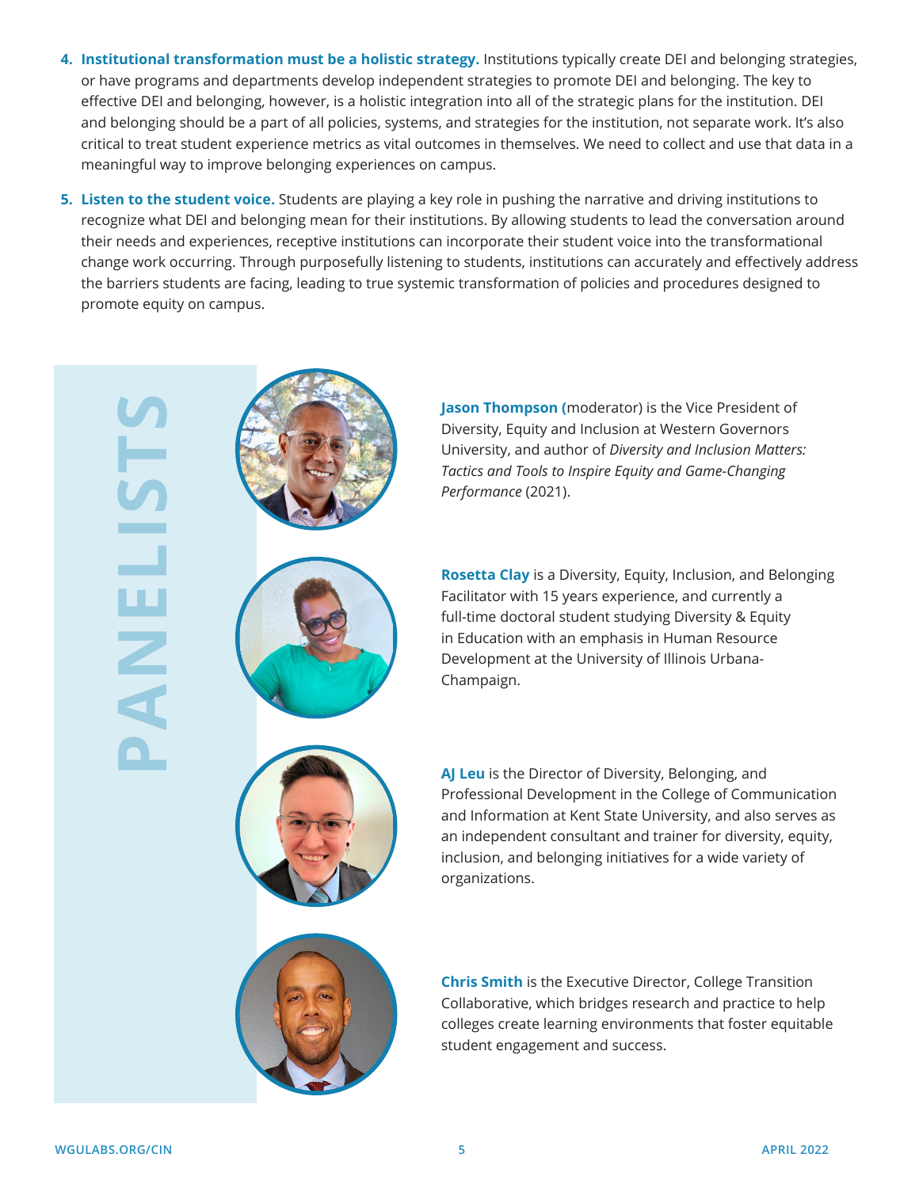4. **Institutional transformation must be a holistic strategy.** Institutions typically create DEI and belonging strategies, or have programs and departments develop independent strategies to promote DEI and belonging. The key to effective DEI and belonging, however, is a holistic integration into all of the strategic plans for the institution. DEI and belonging should be a part of all policies, systems, and strategies for the institution, not separate work. It's also critical to treat student experience metrics as vital outcomes in themselves. We need to collect and use that data in a meaningful way to improve belonging experiences on campus.

5. **Listen to the student voice.** Students are playing a key role in pushing the narrative and driving institutions to recognize what DEI and belonging mean for their institutions. By allowing students to lead the conversation around their needs and experiences, receptive institutions can incorporate their student voice into the transformational change work occurring. Through purposefully listening to students, institutions can accurately and effectively address the barriers students are facing, leading to true systemic transformation of policies and procedures designed to promote equity on campus.

## PANELISTS

**Jason Thompson (**moderator) is the Vice President of Diversity, Equity and Inclusion at Western Governors University, and author of *Diversity and Inclusion Matters: Tactics and Tools to Inspire Equity and Game-Changing Performance* (2021).

**Rosetta Clay** is a Diversity, Equity, Inclusion, and Belonging Facilitator with 15 years experience, and currently a full-time doctoral student studying Diversity & Equity in Education with an emphasis in Human Resource Development at the University of Illinois Urbana-Champaign.

**AJ Leu** is the Director of Diversity, Belonging, and Professional Development in the College of Communication and Information at Kent State University, and also serves as an independent consultant and trainer for diversity, equity, inclusion, and belonging initiatives for a wide variety of organizations.

**Chris Smith** is the Executive Director, College Transition Collaborative, which bridges research and practice to help colleges create learning environments that foster equitable student engagement and success.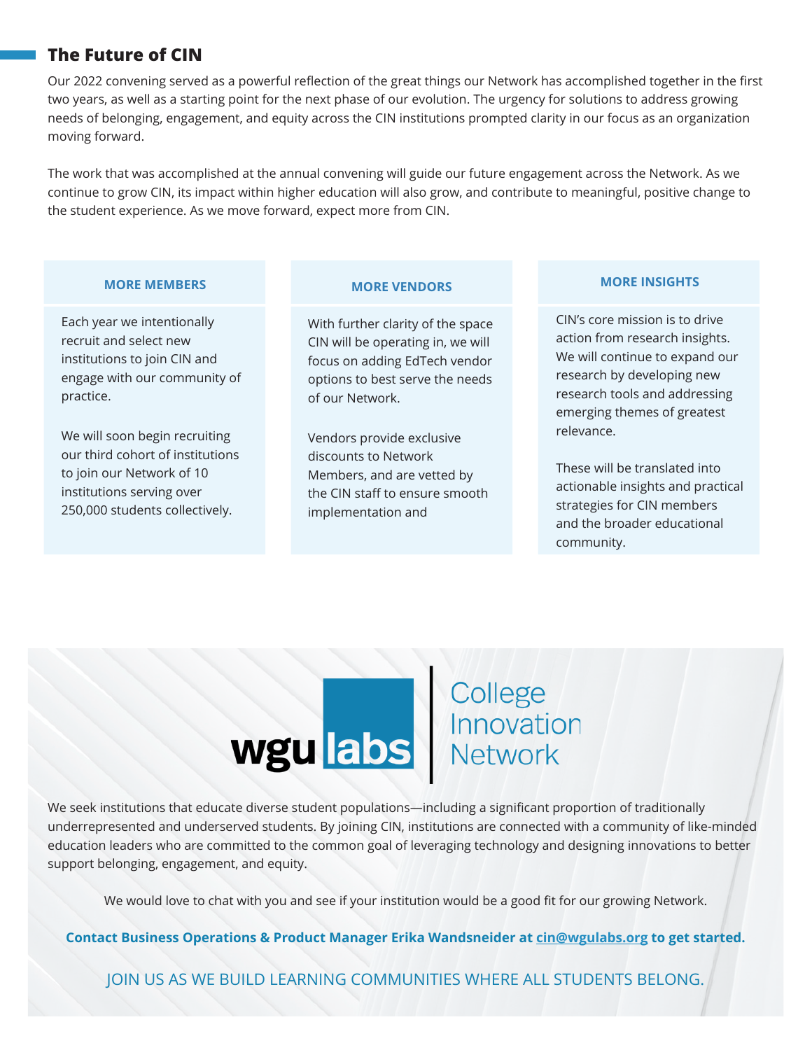## The Future of CIN

Our 2022 convening served as a powerful reflection of the great things our Network has accomplished together in the first two years, as well as a starting point for the next phase of our evolution. The urgency for solutions to address growing needs of belonging, engagement, and equity across the CIN institutions prompted clarity in our focus as an organization moving forward.

The work that was accomplished at the annual convening will guide our future engagement across the Network. As we continue to grow CIN, its impact within higher education will also grow, and contribute to meaningful, positive change to the student experience. As we move forward, expect more from CIN.

### MORE MEMBERS

Each year we intentionally recruit and select new institutions to join CIN and engage with our community of practice.

We will soon begin recruiting our third cohort of institutions to join our Network of 10 institutions serving over 250,000 students collectively.

### MORE VENDORS

With further clarity of the space CIN will be operating in, we will focus on adding EdTech vendor options to best serve the needs of our Network.

Vendors provide exclusive discounts to Network Members, and are vetted by the CIN staff to ensure smooth implementation and

### MORE INSIGHTS

CIN's core mission is to drive action from research insights. We will continue to expand our research by developing new research tools and addressing emerging themes of greatest relevance.

These will be translated into actionable insights and practical strategies for CIN members and the broader educational community.

wgu labs | College Innovation Network

We seek institutions that educate diverse student populations—including a significant proportion of traditionally underrepresented and underserved students. By joining CIN, institutions are connected with a community of like-minded education leaders who are committed to the common goal of leveraging technology and designing innovations to better support belonging, engagement, and equity.

We would love to chat with you and see if your institution would be a good fit for our growing Network.

**Contact Business Operations & Product Manager Erika Wandsneider at cin@wgulabs.org to get started.**

JOIN US AS WE BUILD LEARNING COMMUNITIES WHERE ALL STUDENTS BELONG.